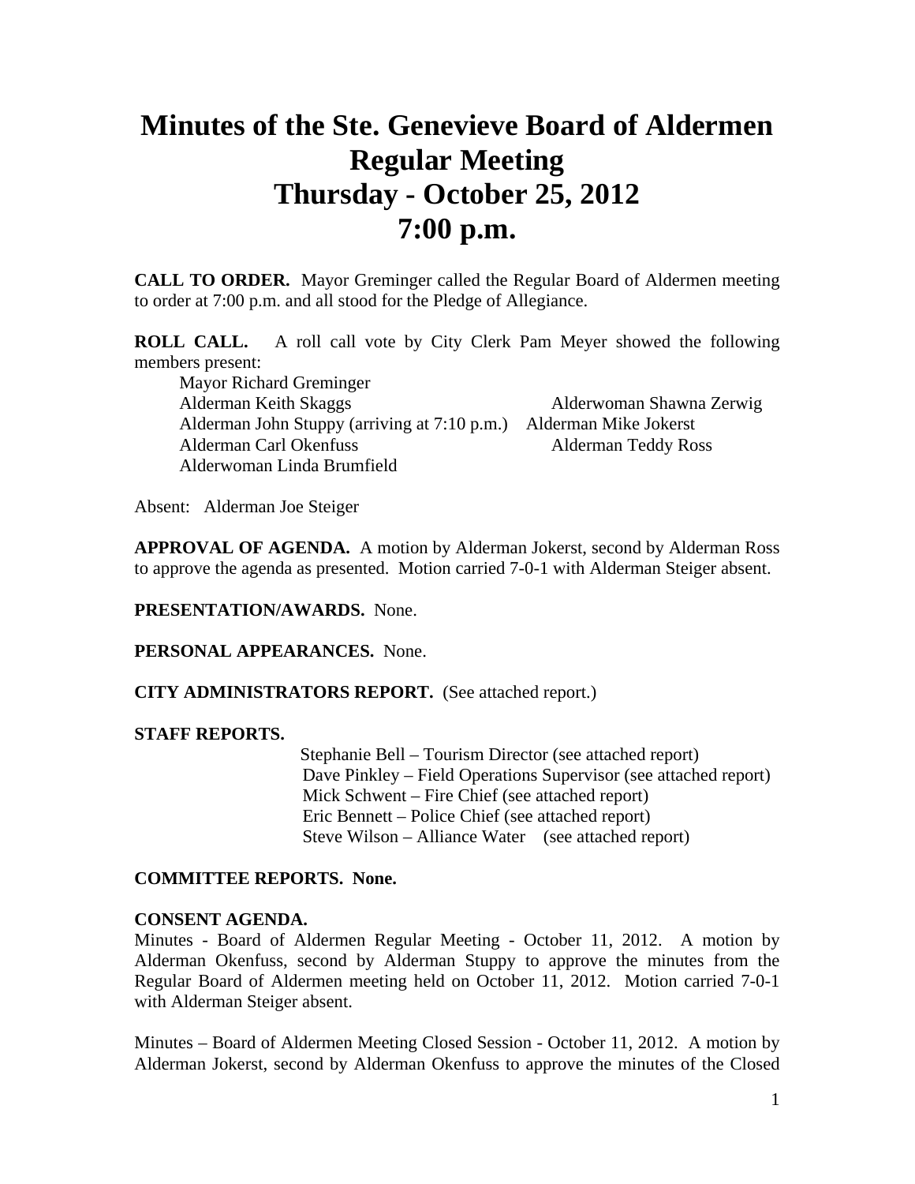# Minutes of the Ste. Genevieve Board of Aldermen Regular Meeting Thursday - October 25, 2012 7:00 p.m.

**CALL TO ORDER.** Mayor Greminger called the Regular Board of Aldermen meeting to order at 7:00 p.m. and all stood for the Pledge of Allegiance.

**ROLL CALL.** A roll call vote by City Clerk Pam Meyer showed the following members present:

Mayor Richard Greminger
Alderman Keith Skaggs
Alderwoman Shawna Zerwig
Alderman John Stuppy (arriving at 7:10 p.m.)
Alderman Mike Jokerst
Alderman Carl Okenfuss
Alderman Teddy Ross
Alderwoman Linda Brumfield

Absent: Alderman Joe Steiger

**APPROVAL OF AGENDA.** A motion by Alderman Jokerst, second by Alderman Ross to approve the agenda as presented. Motion carried 7-0-1 with Alderman Steiger absent.

**PRESENTATION/AWARDS.** None.

**PERSONAL APPEARANCES.** None.

**CITY ADMINISTRATORS REPORT.** (See attached report.)

**STAFF REPORTS.**

Stephanie Bell – Tourism Director (see attached report)
Dave Pinkley – Field Operations Supervisor (see attached report)
Mick Schwent – Fire Chief (see attached report)
Eric Bennett – Police Chief (see attached report)
Steve Wilson – Alliance Water (see attached report)

**COMMITTEE REPORTS. None.**

**CONSENT AGENDA.**

Minutes - Board of Aldermen Regular Meeting - October 11, 2012. A motion by Alderman Okenfuss, second by Alderman Stuppy to approve the minutes from the Regular Board of Aldermen meeting held on October 11, 2012. Motion carried 7-0-1 with Alderman Steiger absent.

Minutes – Board of Aldermen Meeting Closed Session - October 11, 2012. A motion by Alderman Jokerst, second by Alderman Okenfuss to approve the minutes of the Closed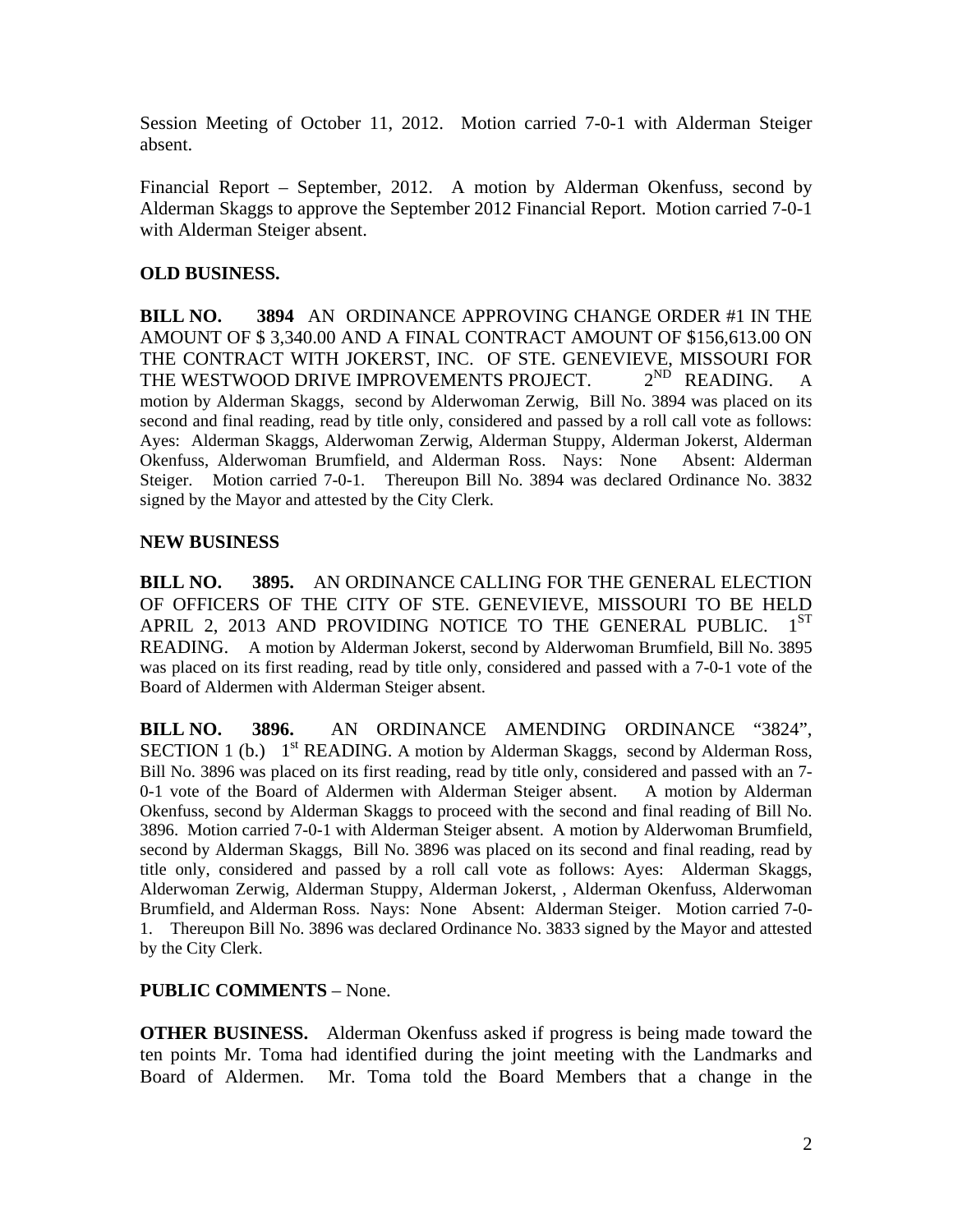Session Meeting of October 11, 2012. Motion carried 7-0-1 with Alderman Steiger absent.

Financial Report – September, 2012. A motion by Alderman Okenfuss, second by Alderman Skaggs to approve the September 2012 Financial Report. Motion carried 7-0-1 with Alderman Steiger absent.

**OLD BUSINESS.**

**BILL NO. 3894** AN ORDINANCE APPROVING CHANGE ORDER #1 IN THE AMOUNT OF $ 3,340.00 AND A FINAL CONTRACT AMOUNT OF $156,613.00 ON THE CONTRACT WITH JOKERST, INC. OF STE. GENEVIEVE, MISSOURI FOR THE WESTWOOD DRIVE IMPROVEMENTS PROJECT. 2ND READING. A motion by Alderman Skaggs, second by Alderwoman Zerwig, Bill No. 3894 was placed on its second and final reading, read by title only, considered and passed by a roll call vote as follows: Ayes: Alderman Skaggs, Alderwoman Zerwig, Alderman Stuppy, Alderman Jokerst, Alderman Okenfuss, Alderwoman Brumfield, and Alderman Ross. Nays: None Absent: Alderman Steiger. Motion carried 7-0-1. Thereupon Bill No. 3894 was declared Ordinance No. 3832 signed by the Mayor and attested by the City Clerk.

**NEW BUSINESS**

**BILL NO. 3895.** AN ORDINANCE CALLING FOR THE GENERAL ELECTION OF OFFICERS OF THE CITY OF STE. GENEVIEVE, MISSOURI TO BE HELD APRIL 2, 2013 AND PROVIDING NOTICE TO THE GENERAL PUBLIC. 1ST READING. A motion by Alderman Jokerst, second by Alderwoman Brumfield, Bill No. 3895 was placed on its first reading, read by title only, considered and passed with a 7-0-1 vote of the Board of Aldermen with Alderman Steiger absent.

**BILL NO. 3896.** AN ORDINANCE AMENDING ORDINANCE "3824", SECTION 1 (b.) 1st READING. A motion by Alderman Skaggs, second by Alderman Ross, Bill No. 3896 was placed on its first reading, read by title only, considered and passed with an 7-0-1 vote of the Board of Aldermen with Alderman Steiger absent. A motion by Alderman Okenfuss, second by Alderman Skaggs to proceed with the second and final reading of Bill No. 3896. Motion carried 7-0-1 with Alderman Steiger absent. A motion by Alderwoman Brumfield, second by Alderman Skaggs, Bill No. 3896 was placed on its second and final reading, read by title only, considered and passed by a roll call vote as follows: Ayes: Alderman Skaggs, Alderwoman Zerwig, Alderman Stuppy, Alderman Jokerst, , Alderman Okenfuss, Alderwoman Brumfield, and Alderman Ross. Nays: None Absent: Alderman Steiger. Motion carried 7-0-1. Thereupon Bill No. 3896 was declared Ordinance No. 3833 signed by the Mayor and attested by the City Clerk.

**PUBLIC COMMENTS** – None.

**OTHER BUSINESS.** Alderman Okenfuss asked if progress is being made toward the ten points Mr. Toma had identified during the joint meeting with the Landmarks and Board of Aldermen. Mr. Toma told the Board Members that a change in the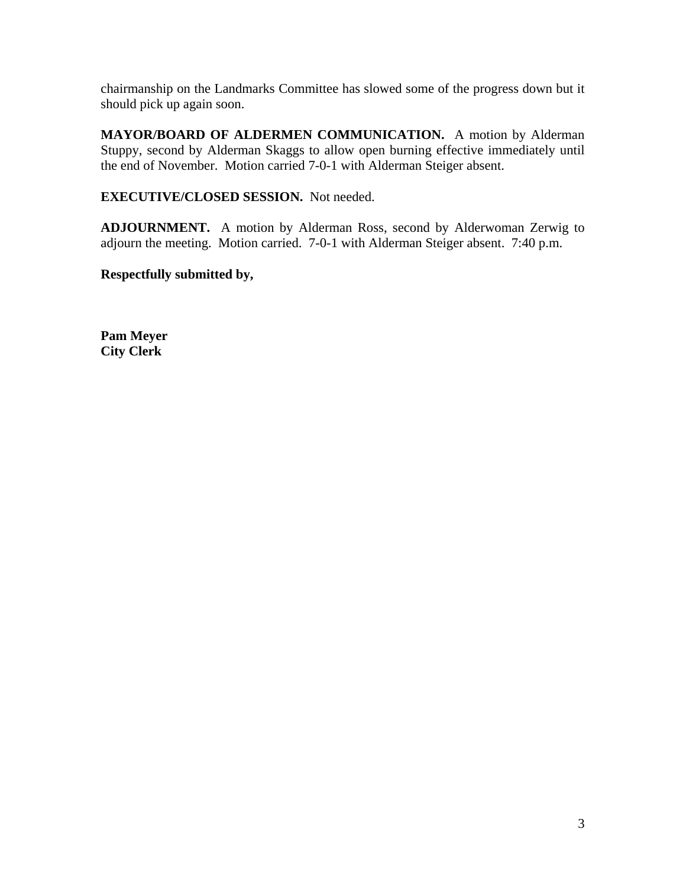chairmanship on the Landmarks Committee has slowed some of the progress down but it should pick up again soon.

**MAYOR/BOARD OF ALDERMEN COMMUNICATION.** A motion by Alderman Stuppy, second by Alderman Skaggs to allow open burning effective immediately until the end of November. Motion carried 7-0-1 with Alderman Steiger absent.

**EXECUTIVE/CLOSED SESSION.** Not needed.

**ADJOURNMENT.** A motion by Alderman Ross, second by Alderwoman Zerwig to adjourn the meeting. Motion carried. 7-0-1 with Alderman Steiger absent. 7:40 p.m.

**Respectfully submitted by,**

**Pam Meyer**
**City Clerk**